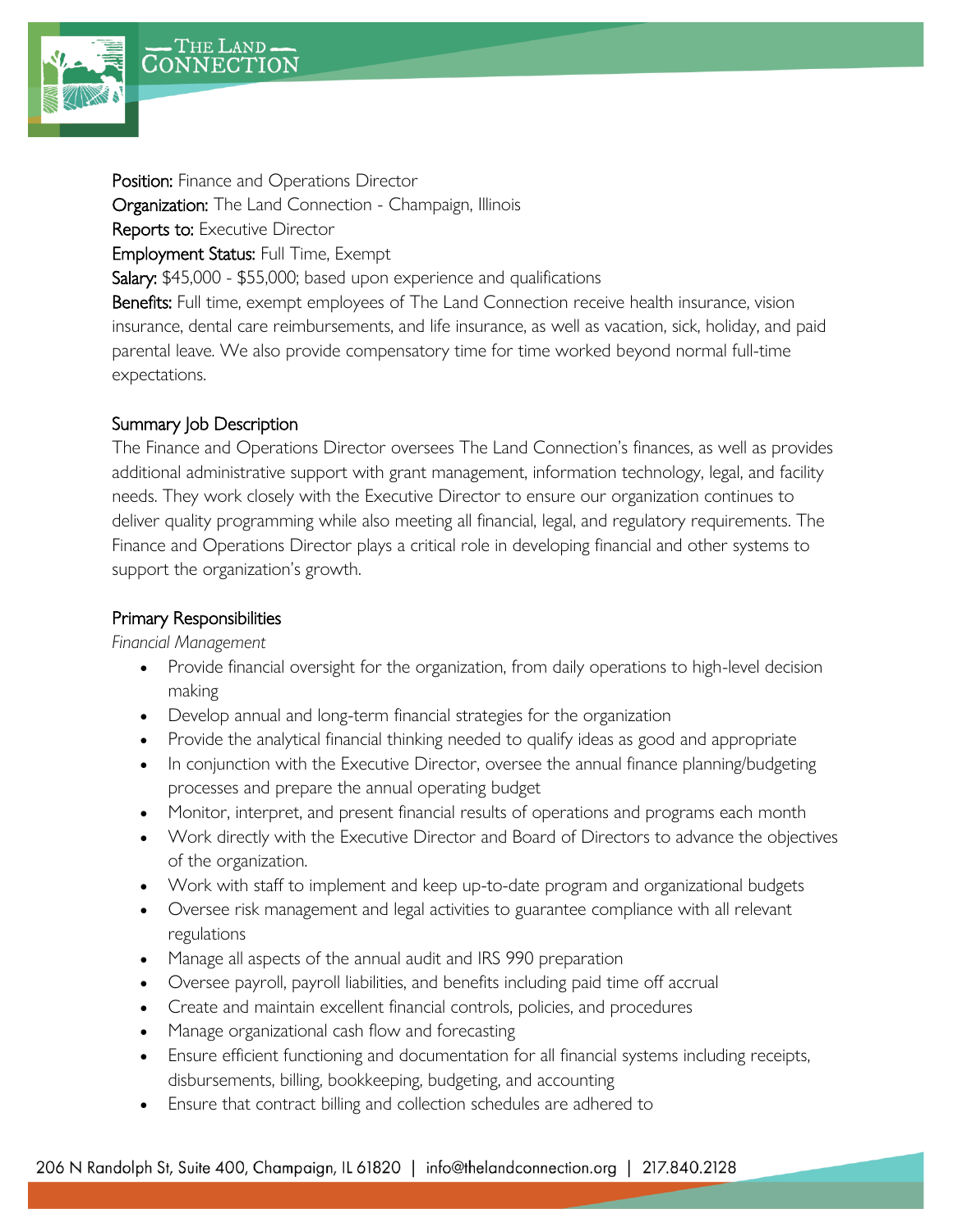**Position:** Finance and Operations Director
**Organization:** The Land Connection - Champaign, Illinois
**Reports to:** Executive Director
**Employment Status:** Full Time, Exempt
**Salary:** $45,000 - $55,000; based upon experience and qualifications
**Benefits:** Full time, exempt employees of The Land Connection receive health insurance, vision insurance, dental care reimbursements, and life insurance, as well as vacation, sick, holiday, and paid parental leave. We also provide compensatory time for time worked beyond normal full-time expectations.

## Summary Job Description

The Finance and Operations Director oversees The Land Connection's finances, as well as provides additional administrative support with grant management, information technology, legal, and facility needs. They work closely with the Executive Director to ensure our organization continues to deliver quality programming while also meeting all financial, legal, and regulatory requirements. The Finance and Operations Director plays a critical role in developing financial and other systems to support the organization's growth.

## Primary Responsibilities

*Financial Management*

- Provide financial oversight for the organization, from daily operations to high-level decision making
- Develop annual and long-term financial strategies for the organization
- Provide the analytical financial thinking needed to qualify ideas as good and appropriate
- In conjunction with the Executive Director, oversee the annual finance planning/budgeting processes and prepare the annual operating budget
- Monitor, interpret, and present financial results of operations and programs each month
- Work directly with the Executive Director and Board of Directors to advance the objectives of the organization.
- Work with staff to implement and keep up-to-date program and organizational budgets
- Oversee risk management and legal activities to guarantee compliance with all relevant regulations
- Manage all aspects of the annual audit and IRS 990 preparation
- Oversee payroll, payroll liabilities, and benefits including paid time off accrual
- Create and maintain excellent financial controls, policies, and procedures
- Manage organizational cash flow and forecasting
- Ensure efficient functioning and documentation for all financial systems including receipts, disbursements, billing, bookkeeping, budgeting, and accounting
- Ensure that contract billing and collection schedules are adhered to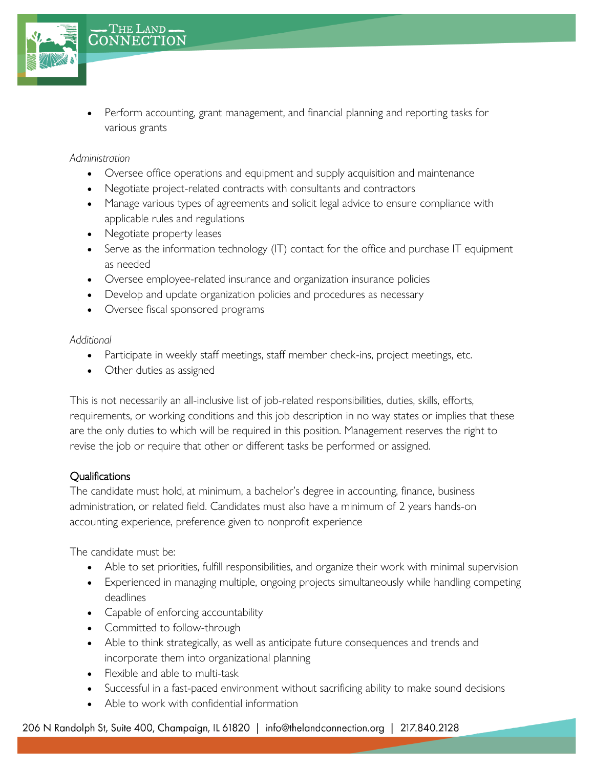- Perform accounting, grant management, and financial planning and reporting tasks for various grants

*Administration*

- Oversee office operations and equipment and supply acquisition and maintenance
- Negotiate project-related contracts with consultants and contractors
- Manage various types of agreements and solicit legal advice to ensure compliance with applicable rules and regulations
- Negotiate property leases
- Serve as the information technology (IT) contact for the office and purchase IT equipment as needed
- Oversee employee-related insurance and organization insurance policies
- Develop and update organization policies and procedures as necessary
- Oversee fiscal sponsored programs

*Additional*

- Participate in weekly staff meetings, staff member check-ins, project meetings, etc.
- Other duties as assigned

This is not necessarily an all-inclusive list of job-related responsibilities, duties, skills, efforts, requirements, or working conditions and this job description in no way states or implies that these are the only duties to which will be required in this position. Management reserves the right to revise the job or require that other or different tasks be performed or assigned.

## Qualifications

The candidate must hold, at minimum, a bachelor's degree in accounting, finance, business administration, or related field. Candidates must also have a minimum of 2 years hands-on accounting experience, preference given to nonprofit experience

The candidate must be:

- Able to set priorities, fulfill responsibilities, and organize their work with minimal supervision
- Experienced in managing multiple, ongoing projects simultaneously while handling competing deadlines
- Capable of enforcing accountability
- Committed to follow-through
- Able to think strategically, as well as anticipate future consequences and trends and incorporate them into organizational planning
- Flexible and able to multi-task
- Successful in a fast-paced environment without sacrificing ability to make sound decisions
- Able to work with confidential information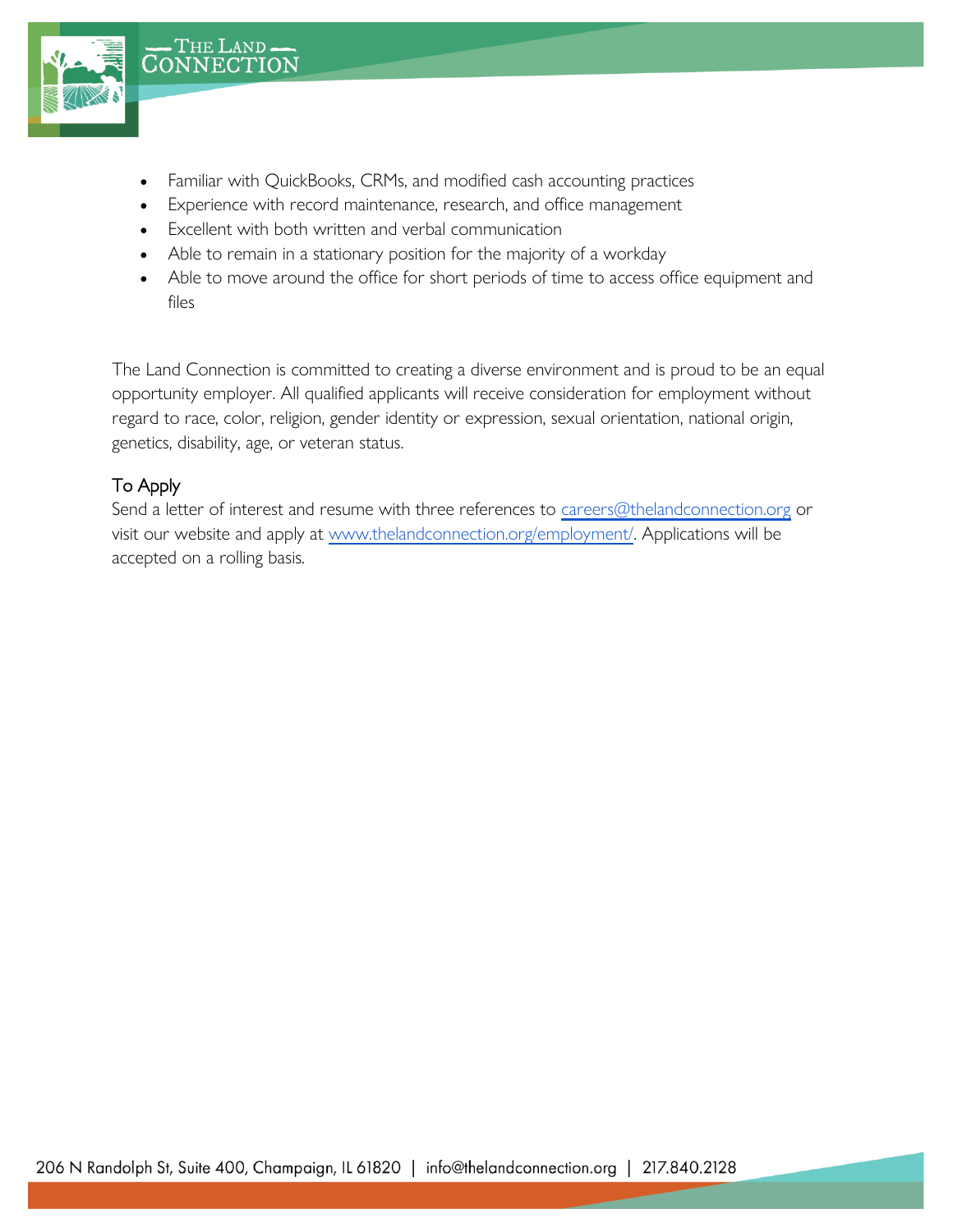- Familiar with QuickBooks, CRMs, and modified cash accounting practices
- Experience with record maintenance, research, and office management
- Excellent with both written and verbal communication
- Able to remain in a stationary position for the majority of a workday
- Able to move around the office for short periods of time to access office equipment and files

The Land Connection is committed to creating a diverse environment and is proud to be an equal opportunity employer. All qualified applicants will receive consideration for employment without regard to race, color, religion, gender identity or expression, sexual orientation, national origin, genetics, disability, age, or veteran status.

### To Apply

Send a letter of interest and resume with three references to careers@thelandconnection.org or visit our website and apply at www.thelandconnection.org/employment/. Applications will be accepted on a rolling basis.